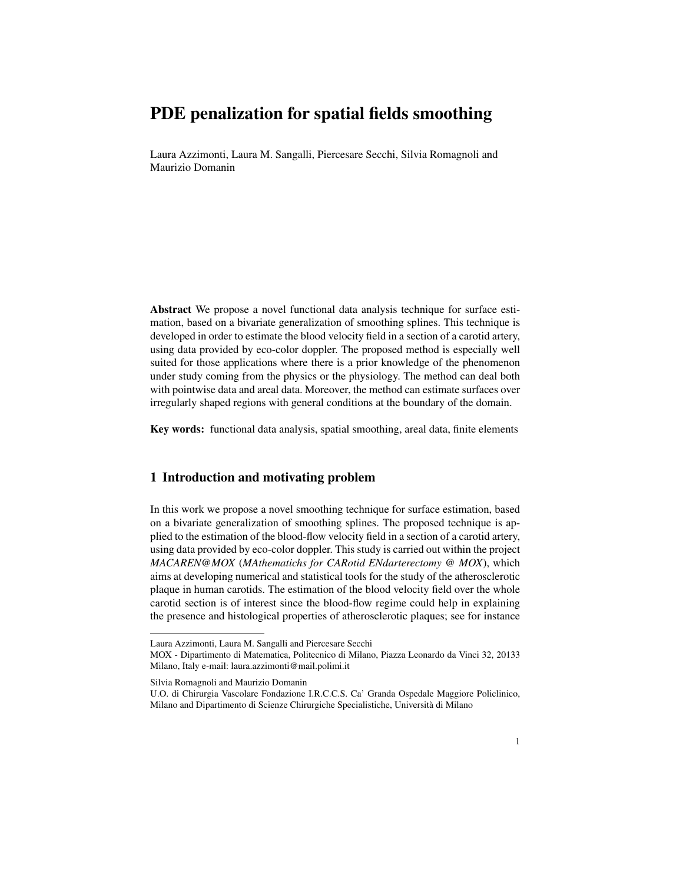# PDE penalization for spatial fields smoothing

Laura Azzimonti, Laura M. Sangalli, Piercesare Secchi, Silvia Romagnoli and Maurizio Domanin

**Abstract** We propose a novel functional data analysis technique for surface estimation, based on a bivariate generalization of smoothing splines. This technique is developed in order to estimate the blood velocity field in a section of a carotid artery, using data provided by eco-color doppler. The proposed method is especially well suited for those applications where there is a prior knowledge of the phenomenon under study coming from the physics or the physiology. The method can deal both with pointwise data and areal data. Moreover, the method can estimate surfaces over irregularly shaped regions with general conditions at the boundary of the domain.

**Key words:** functional data analysis, spatial smoothing, areal data, finite elements

## 1 Introduction and motivating problem

In this work we propose a novel smoothing technique for surface estimation, based on a bivariate generalization of smoothing splines. The proposed technique is applied to the estimation of the blood-flow velocity field in a section of a carotid artery, using data provided by eco-color doppler. This study is carried out within the project *MACAREN@MOX* (*MAthematichs for CARotid ENdarterectomy @ MOX*), which aims at developing numerical and statistical tools for the study of the atherosclerotic plaque in human carotids. The estimation of the blood velocity field over the whole carotid section is of interest since the blood-flow regime could help in explaining the presence and histological properties of atherosclerotic plaques; see for instance

---

Laura Azzimonti, Laura M. Sangalli and Piercesare Secchi
MOX - Dipartimento di Matematica, Politecnico di Milano, Piazza Leonardo da Vinci 32, 20133 Milano, Italy e-mail: laura.azzimonti@mail.polimi.it

Silvia Romagnoli and Maurizio Domanin
U.O. di Chirurgia Vascolare Fondazione I.R.C.C.S. Ca' Granda Ospedale Maggiore Policlinico, Milano and Dipartimento di Scienze Chirurgiche Specialistiche, Università di Milano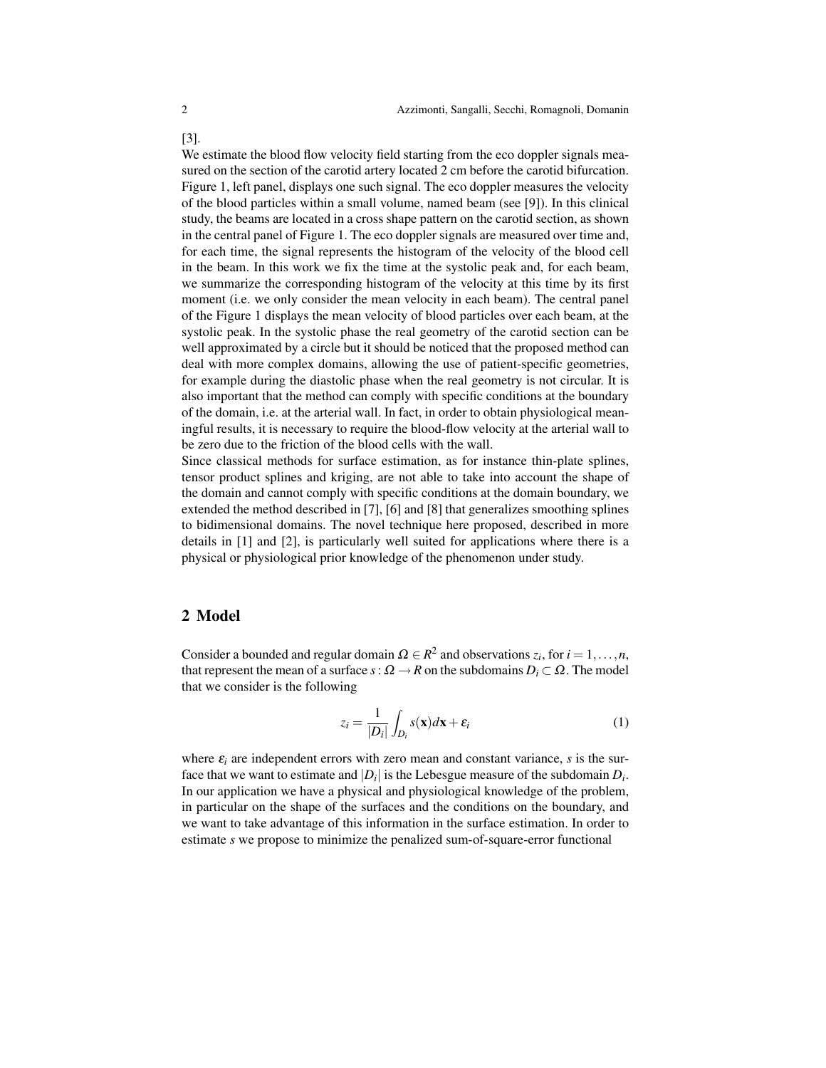[3].

We estimate the blood flow velocity field starting from the eco doppler signals measured on the section of the carotid artery located 2 cm before the carotid bifurcation. Figure 1, left panel, displays one such signal. The eco doppler measures the velocity of the blood particles within a small volume, named beam (see [9]). In this clinical study, the beams are located in a cross shape pattern on the carotid section, as shown in the central panel of Figure 1. The eco doppler signals are measured over time and, for each time, the signal represents the histogram of the velocity of the blood cell in the beam. In this work we fix the time at the systolic peak and, for each beam, we summarize the corresponding histogram of the velocity at this time by its first moment (i.e. we only consider the mean velocity in each beam). The central panel of the Figure 1 displays the mean velocity of blood particles over each beam, at the systolic peak. In the systolic phase the real geometry of the carotid section can be well approximated by a circle but it should be noticed that the proposed method can deal with more complex domains, allowing the use of patient-specific geometries, for example during the diastolic phase when the real geometry is not circular. It is also important that the method can comply with specific conditions at the boundary of the domain, i.e. at the arterial wall. In fact, in order to obtain physiological meaningful results, it is necessary to require the blood-flow velocity at the arterial wall to be zero due to the friction of the blood cells with the wall.

Since classical methods for surface estimation, as for instance thin-plate splines, tensor product splines and kriging, are not able to take into account the shape of the domain and cannot comply with specific conditions at the domain boundary, we extended the method described in [7], [6] and [8] that generalizes smoothing splines to bidimensional domains. The novel technique here proposed, described in more details in [1] and [2], is particularly well suited for applications where there is a physical or physiological prior knowledge of the phenomenon under study.

## 2 Model

Consider a bounded and regular domain $\Omega \in R^2$ and observations $z_i$, for $i = 1, \ldots, n$, that represent the mean of a surface $s : \Omega \to R$ on the subdomains $D_i \subset \Omega$. The model that we consider is the following

$$z_i = \frac{1}{|D_i|} \int_{D_i} s(\mathbf{x}) d\mathbf{x} + \varepsilon_i \tag{1}$$

where $\varepsilon_i$ are independent errors with zero mean and constant variance, $s$ is the surface that we want to estimate and $|D_i|$ is the Lebesgue measure of the subdomain $D_i$. In our application we have a physical and physiological knowledge of the problem, in particular on the shape of the surfaces and the conditions on the boundary, and we want to take advantage of this information in the surface estimation. In order to estimate $s$ we propose to minimize the penalized sum-of-square-error functional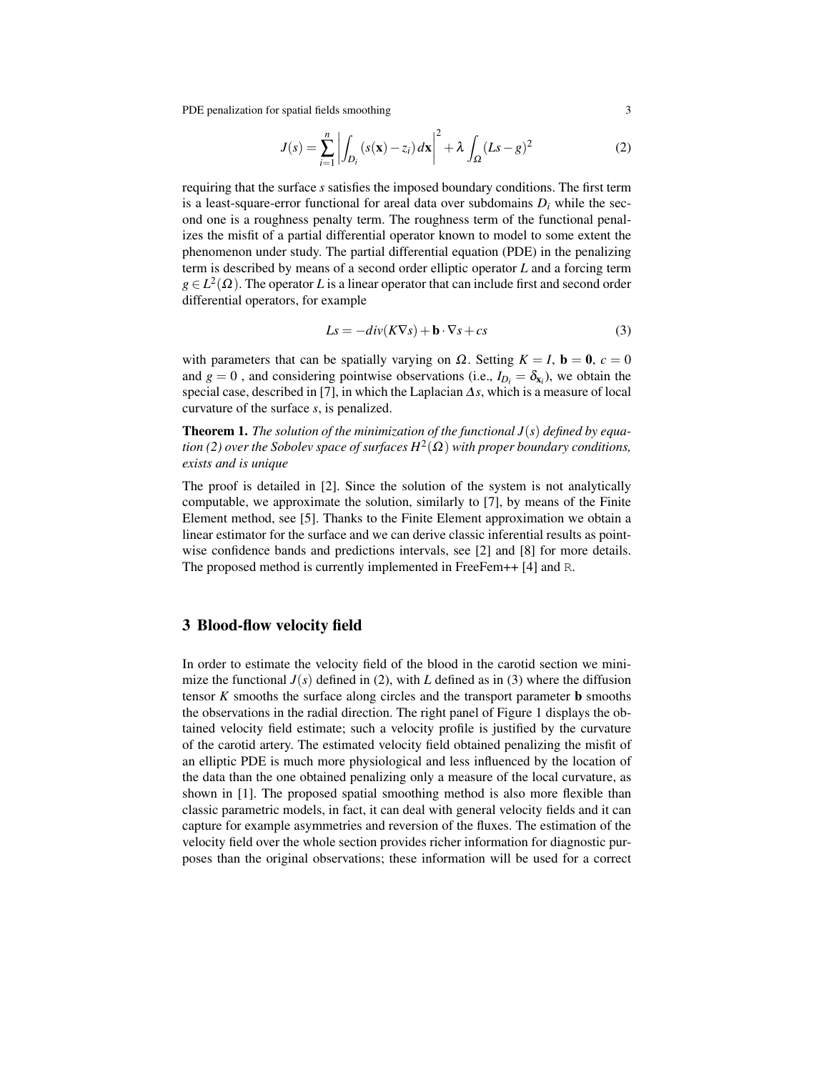$$J(s) = \sum_{i=1}^{n} \left| \int_{D_i} (s(\mathbf{x}) - z_i)\, d\mathbf{x} \right|^2 + \lambda \int_{\Omega} (Ls - g)^2 \tag{2}$$

requiring that the surface $s$ satisfies the imposed boundary conditions. The first term is a least-square-error functional for areal data over subdomains $D_i$ while the second one is a roughness penalty term. The roughness term of the functional penalizes the misfit of a partial differential operator known to model to some extent the phenomenon under study. The partial differential equation (PDE) in the penalizing term is described by means of a second order elliptic operator $L$ and a forcing term $g \in L^2(\Omega)$. The operator $L$ is a linear operator that can include first and second order differential operators, for example

$$Ls = -div(K\nabla s) + \mathbf{b} \cdot \nabla s + cs \tag{3}$$

with parameters that can be spatially varying on $\Omega$. Setting $K = I$, $\mathbf{b} = \mathbf{0}$, $c = 0$ and $g = 0$ , and considering pointwise observations (i.e., $I_{D_i} = \delta_{\mathbf{x}_i}$), we obtain the special case, described in [7], in which the Laplacian $\Delta s$, which is a measure of local curvature of the surface $s$, is penalized.

**Theorem 1.** *The solution of the minimization of the functional $J(s)$ defined by equation (2) over the Sobolev space of surfaces $H^2(\Omega)$ with proper boundary conditions, exists and is unique*

The proof is detailed in [2]. Since the solution of the system is not analytically computable, we approximate the solution, similarly to [7], by means of the Finite Element method, see [5]. Thanks to the Finite Element approximation we obtain a linear estimator for the surface and we can derive classic inferential results as pointwise confidence bands and predictions intervals, see [2] and [8] for more details. The proposed method is currently implemented in FreeFem++ [4] and R.

## 3 Blood-flow velocity field

In order to estimate the velocity field of the blood in the carotid section we minimize the functional $J(s)$ defined in (2), with $L$ defined as in (3) where the diffusion tensor $K$ smooths the surface along circles and the transport parameter $\mathbf{b}$ smooths the observations in the radial direction. The right panel of Figure 1 displays the obtained velocity field estimate; such a velocity profile is justified by the curvature of the carotid artery. The estimated velocity field obtained penalizing the misfit of an elliptic PDE is much more physiological and less influenced by the location of the data than the one obtained penalizing only a measure of the local curvature, as shown in [1]. The proposed spatial smoothing method is also more flexible than classic parametric models, in fact, it can deal with general velocity fields and it can capture for example asymmetries and reversion of the fluxes. The estimation of the velocity field over the whole section provides richer information for diagnostic purposes than the original observations; these information will be used for a correct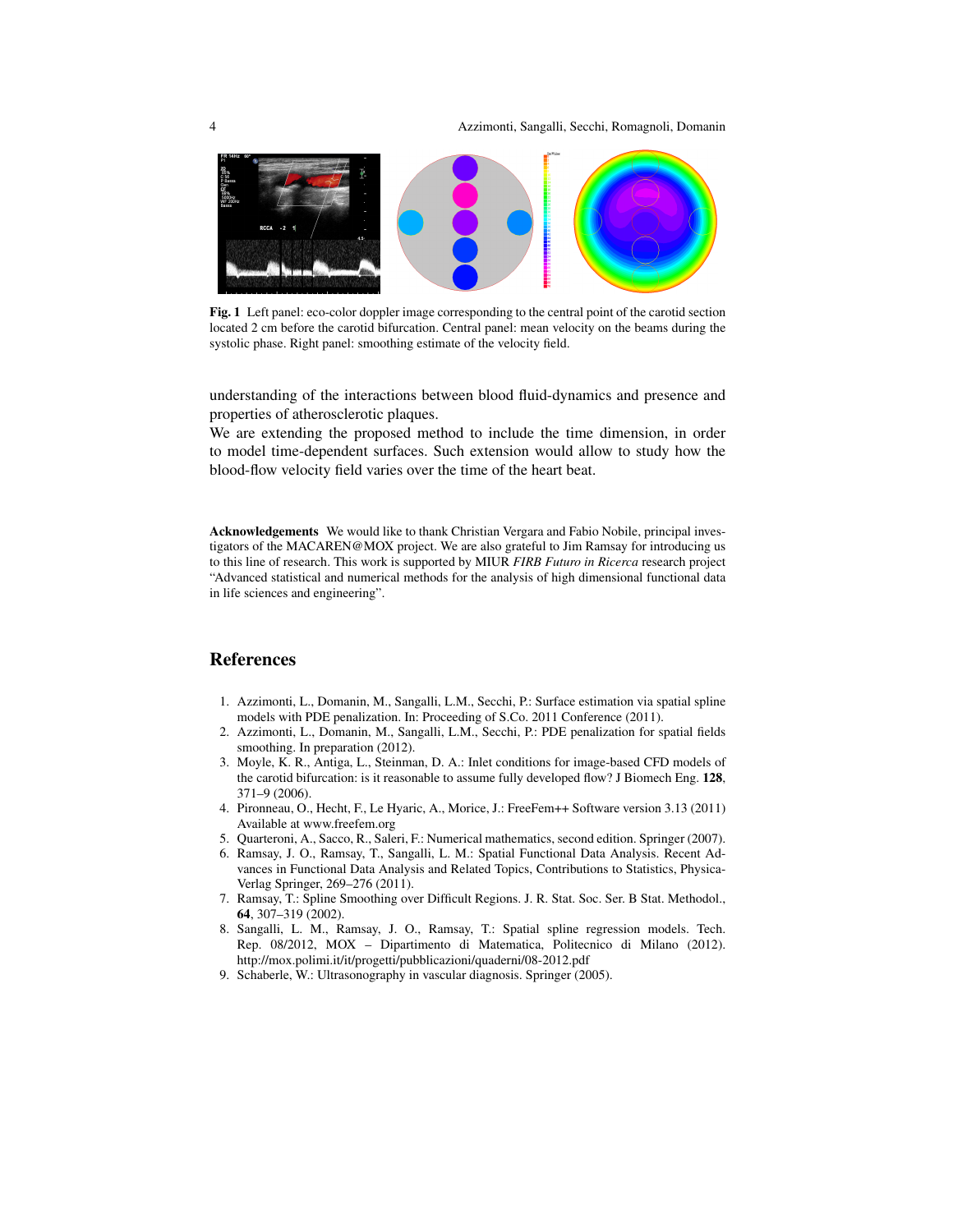**Fig. 1** Left panel: eco-color doppler image corresponding to the central point of the carotid section located 2 cm before the carotid bifurcation. Central panel: mean velocity on the beams during the systolic phase. Right panel: smoothing estimate of the velocity field.

understanding of the interactions between blood fluid-dynamics and presence and properties of atherosclerotic plaques.
We are extending the proposed method to include the time dimension, in order to model time-dependent surfaces. Such extension would allow to study how the blood-flow velocity field varies over the time of the heart beat.

**Acknowledgements** We would like to thank Christian Vergara and Fabio Nobile, principal investigators of the MACAREN@MOX project. We are also grateful to Jim Ramsay for introducing us to this line of research. This work is supported by MIUR *FIRB Futuro in Ricerca* research project "Advanced statistical and numerical methods for the analysis of high dimensional functional data in life sciences and engineering".

## References

1. Azzimonti, L., Domanin, M., Sangalli, L.M., Secchi, P.: Surface estimation via spatial spline models with PDE penalization. In: Proceeding of S.Co. 2011 Conference (2011).
2. Azzimonti, L., Domanin, M., Sangalli, L.M., Secchi, P.: PDE penalization for spatial fields smoothing. In preparation (2012).
3. Moyle, K. R., Antiga, L., Steinman, D. A.: Inlet conditions for image-based CFD models of the carotid bifurcation: is it reasonable to assume fully developed flow? J Biomech Eng. **128**, 371–9 (2006).
4. Pironneau, O., Hecht, F., Le Hyaric, A., Morice, J.: FreeFem++ Software version 3.13 (2011) Available at www.freefem.org
5. Quarteroni, A., Sacco, R., Saleri, F.: Numerical mathematics, second edition. Springer (2007).
6. Ramsay, J. O., Ramsay, T., Sangalli, L. M.: Spatial Functional Data Analysis. Recent Advances in Functional Data Analysis and Related Topics, Contributions to Statistics, Physica-Verlag Springer, 269–276 (2011).
7. Ramsay, T.: Spline Smoothing over Difficult Regions. J. R. Stat. Soc. Ser. B Stat. Methodol., **64**, 307–319 (2002).
8. Sangalli, L. M., Ramsay, J. O., Ramsay, T.: Spatial spline regression models. Tech. Rep. 08/2012, MOX – Dipartimento di Matematica, Politecnico di Milano (2012). http://mox.polimi.it/it/progetti/pubblicazioni/quaderni/08-2012.pdf
9. Schaberle, W.: Ultrasonography in vascular diagnosis. Springer (2005).